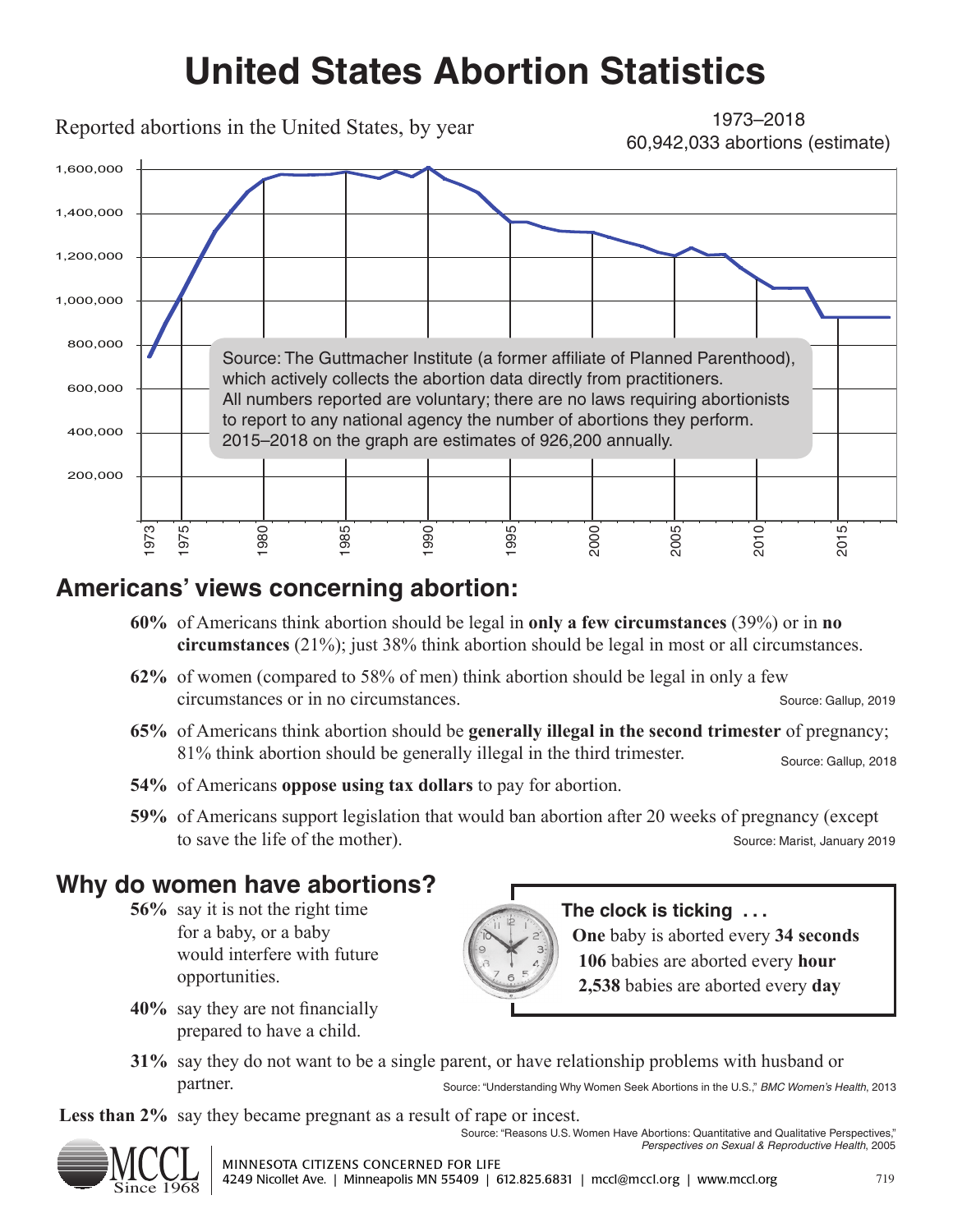# United States Abortion Statistics

Reported abortions in the United States, by year

1973–2018
60,942,033 abortions (estimate)

Source: The Guttmacher Institute (a former affiliate of Planned Parenthood), which actively collects the abortion data directly from practitioners. All numbers reported are voluntary; there are no laws requiring abortionists to report to any national agency the number of abortions they perform. 2015–2018 on the graph are estimates of 926,200 annually.

## Americans' views concerning abortion:

**60%** of Americans think abortion should be legal in **only a few circumstances** (39%) or in **no circumstances** (21%); just 38% think abortion should be legal in most or all circumstances.

**62%** of women (compared to 58% of men) think abortion should be legal in only a few circumstances or in no circumstances. Source: Gallup, 2019

**65%** of Americans think abortion should be **generally illegal in the second trimester** of pregnancy; 81% think abortion should be generally illegal in the third trimester. Source: Gallup, 2018

**54%** of Americans **oppose using tax dollars** to pay for abortion.

**59%** of Americans support legislation that would ban abortion after 20 weeks of pregnancy (except to save the life of the mother). Source: Marist, January 2019

## Why do women have abortions?

**56%** say it is not the right time for a baby, or a baby would interfere with future opportunities.

**40%** say they are not financially prepared to have a child.

**31%** say they do not want to be a single parent, or have relationship problems with husband or partner. Source: "Understanding Why Women Seek Abortions in the U.S.," *BMC Women's Health*, 2013

**Less than 2%** say they became pregnant as a result of rape or incest. Source: "Reasons U.S. Women Have Abortions: Quantitative and Qualitative Perspectives," *Perspectives on Sexual & Reproductive Health*, 2005

**The clock is ticking . . .**

**One** baby is aborted every **34 seconds**
**106** babies are aborted every **hour**
**2,538** babies are aborted every **day**

MCCL Since 1968
MINNESOTA CITIZENS CONCERNED FOR LIFE
4249 Nicollet Ave. | Minneapolis MN 55409 | 612.825.6831 | mccl@mccl.org | www.mccl.org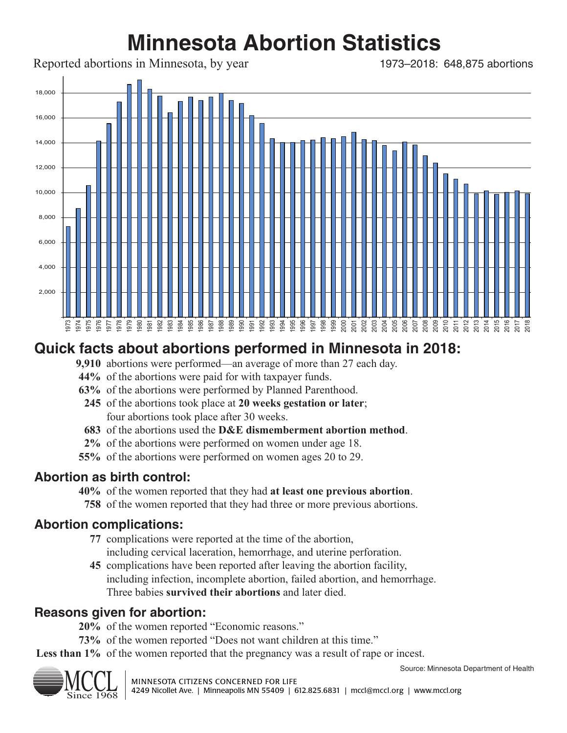# Minnesota Abortion Statistics

Reported abortions in Minnesota, by year

1973–2018: 648,875 abortions

18,000
16,000
14,000
12,000
10,000
8,000
6,000
4,000
2,000

1973 1974 1975 1976 1977 1978 1979 1980 1981 1982 1983 1984 1985 1986 1987 1988 1989 1990 1991 1992 1993 1994 1995 1996 1997 1998 1999 2000 2001 2002 2003 2004 2005 2006 2007 2008 2009 2010 2011 2012 2013 2014 2015 2016 2017 2018

## Quick facts about abortions performed in Minnesota in 2018:

**9,910** abortions were performed—an average of more than 27 each day.
**44%** of the abortions were paid for with taxpayer funds.
**63%** of the abortions were performed by Planned Parenthood.
**245** of the abortions took place at **20 weeks gestation or later**; four abortions took place after 30 weeks.
**683** of the abortions used the **D&E dismemberment abortion method**.
**2%** of the abortions were performed on women under age 18.
**55%** of the abortions were performed on women ages 20 to 29.

### Abortion as birth control:

**40%** of the women reported that they had **at least one previous abortion**.
**758** of the women reported that they had three or more previous abortions.

### Abortion complications:

**77** complications were reported at the time of the abortion, including cervical laceration, hemorrhage, and uterine perforation.
**45** complications have been reported after leaving the abortion facility, including infection, incomplete abortion, failed abortion, and hemorrhage. Three babies **survived their abortions** and later died.

### Reasons given for abortion:

**20%** of the women reported "Economic reasons."
**73%** of the women reported "Does not want children at this time."
**Less than 1%** of the women reported that the pregnancy was a result of rape or incest.

Source: Minnesota Department of Health

MCCL Since 1968

MINNESOTA CITIZENS CONCERNED FOR LIFE
4249 Nicollet Ave. | Minneapolis MN 55409 | 612.825.6831 | mccl@mccl.org | www.mccl.org